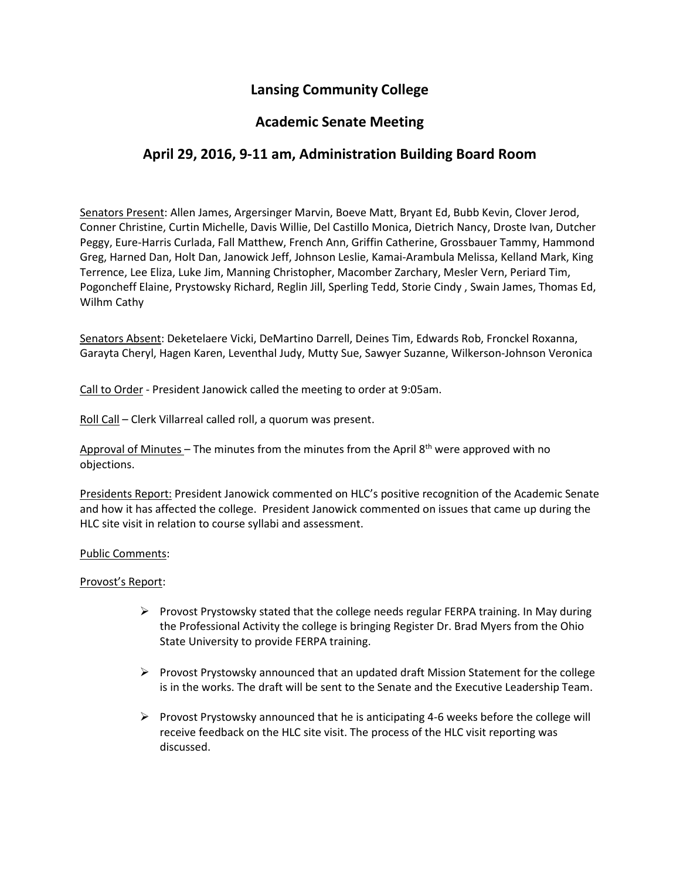# Lansing Community College

## Academic Senate Meeting

## April 29, 2016, 9-11 am, Administration Building Board Room

Senators Present: Allen James, Argersinger Marvin, Boeve Matt, Bryant Ed, Bubb Kevin, Clover Jerod, Conner Christine, Curtin Michelle, Davis Willie, Del Castillo Monica, Dietrich Nancy, Droste Ivan, Dutcher Peggy, Eure-Harris Curlada, Fall Matthew, French Ann, Griffin Catherine, Grossbauer Tammy, Hammond Greg, Harned Dan, Holt Dan, Janowick Jeff, Johnson Leslie, Kamai-Arambula Melissa, Kelland Mark, King Terrence, Lee Eliza, Luke Jim, Manning Christopher, Macomber Zarchary, Mesler Vern, Periard Tim, Pogoncheff Elaine, Prystowsky Richard, Reglin Jill, Sperling Tedd, Storie Cindy , Swain James, Thomas Ed, Wilhm Cathy

Senators Absent: Deketelaere Vicki, DeMartino Darrell, Deines Tim, Edwards Rob, Fronckel Roxanna, Garayta Cheryl, Hagen Karen, Leventhal Judy, Mutty Sue, Sawyer Suzanne, Wilkerson-Johnson Veronica

Call to Order - President Janowick called the meeting to order at 9:05am.

Roll Call – Clerk Villarreal called roll, a quorum was present.

Approval of Minutes – The minutes from the minutes from the April 8th were approved with no objections.

Presidents Report: President Janowick commented on HLC's positive recognition of the Academic Senate and how it has affected the college. President Janowick commented on issues that came up during the HLC site visit in relation to course syllabi and assessment.

Public Comments:

Provost's Report:

- Provost Prystowsky stated that the college needs regular FERPA training. In May during the Professional Activity the college is bringing Register Dr. Brad Myers from the Ohio State University to provide FERPA training.
- Provost Prystowsky announced that an updated draft Mission Statement for the college is in the works. The draft will be sent to the Senate and the Executive Leadership Team.
- Provost Prystowsky announced that he is anticipating 4-6 weeks before the college will receive feedback on the HLC site visit. The process of the HLC visit reporting was discussed.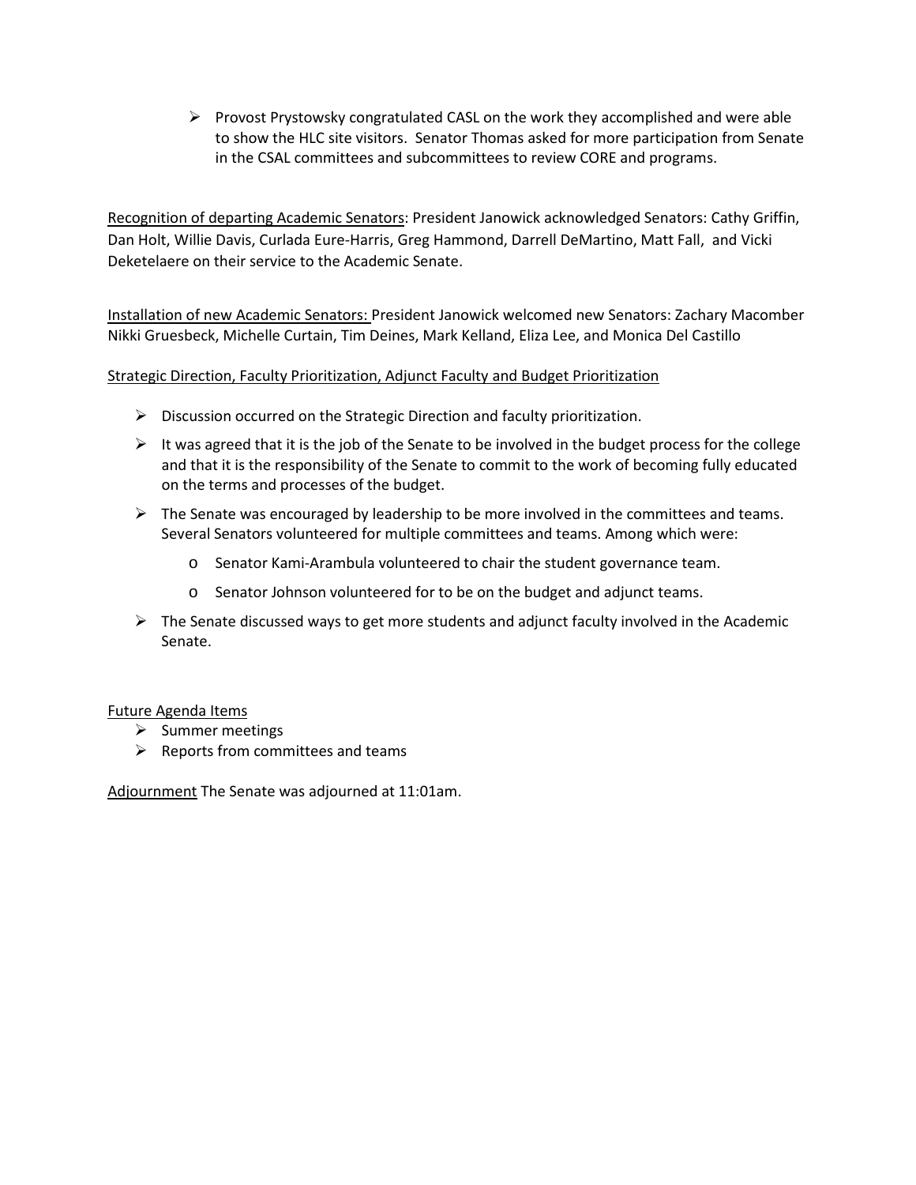- Provost Prystowsky congratulated CASL on the work they accomplished and were able to show the HLC site visitors. Senator Thomas asked for more participation from Senate in the CSAL committees and subcommittees to review CORE and programs.

Recognition of departing Academic Senators: President Janowick acknowledged Senators: Cathy Griffin, Dan Holt, Willie Davis, Curlada Eure-Harris, Greg Hammond, Darrell DeMartino, Matt Fall, and Vicki Deketelaere on their service to the Academic Senate.

Installation of new Academic Senators: President Janowick welcomed new Senators: Zachary Macomber Nikki Gruesbeck, Michelle Curtain, Tim Deines, Mark Kelland, Eliza Lee, and Monica Del Castillo

Strategic Direction, Faculty Prioritization, Adjunct Faculty and Budget Prioritization

- Discussion occurred on the Strategic Direction and faculty prioritization.
- It was agreed that it is the job of the Senate to be involved in the budget process for the college and that it is the responsibility of the Senate to commit to the work of becoming fully educated on the terms and processes of the budget.
- The Senate was encouraged by leadership to be more involved in the committees and teams. Several Senators volunteered for multiple committees and teams. Among which were:
  - Senator Kami-Arambula volunteered to chair the student governance team.
  - Senator Johnson volunteered for to be on the budget and adjunct teams.
- The Senate discussed ways to get more students and adjunct faculty involved in the Academic Senate.

Future Agenda Items

- Summer meetings
- Reports from committees and teams

Adjournment The Senate was adjourned at 11:01am.